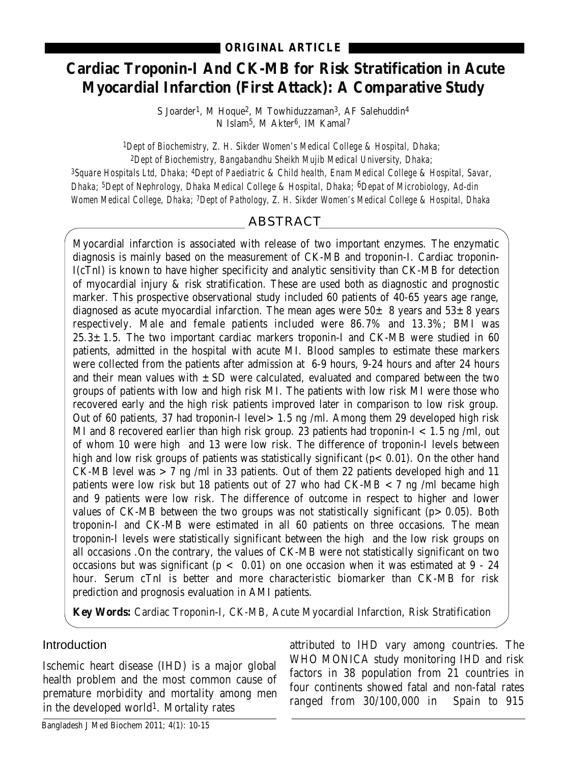**ORIGINAL ARTICLE**

# Cardiac Troponin-I And CK-MB for Risk Stratification in Acute Myocardial Infarction (First Attack): A Comparative Study

S Joarder[1], M Hoque[2], M Towhiduzzaman[3], AF Salehuddin[4]
N Islam[5], M Akter[6], IM Kamal[7]

[1]*Dept of Biochemistry, Z. H. Sikder Women's Medical College & Hospital, Dhaka;* [2]*Dept of Biochemistry, Bangabandhu Sheikh Mujib Medical University, Dhaka;* [3]*Square Hospitals Ltd, Dhaka;* [4]*Dept of Paediatric & Child health, Enam Medical College & Hospital, Savar, Dhaka;* [5]*Dept of Nephrology, Dhaka Medical College & Hospital, Dhaka;* [6]*Depat of Microbiology, Ad-din Women Medical College, Dhaka;* [7]*Dept of Pathology, Z. H. Sikder Women's Medical College & Hospital, Dhaka*

## ABSTRACT

Myocardial infarction is associated with release of two important enzymes. The enzymatic diagnosis is mainly based on the measurement of CK-MB and troponin-I. Cardiac troponin-I(cTnI) is known to have higher specificity and analytic sensitivity than CK-MB for detection of myocardial injury & risk stratification. These are used both as diagnostic and prognostic marker. This prospective observational study included 60 patients of 40-65 years age range, diagnosed as acute myocardial infarction. The mean ages were 50± 8 years and 53± 8 years respectively. Male and female patients included were 86.7% and 13.3%; BMI was 25.3± 1.5. The two important cardiac markers troponin-I and CK-MB were studied in 60 patients, admitted in the hospital with acute MI. Blood samples to estimate these markers were collected from the patients after admission at 6-9 hours, 9-24 hours and after 24 hours and their mean values with ± SD were calculated, evaluated and compared between the two groups of patients with low and high risk MI. The patients with low risk MI were those who recovered early and the high risk patients improved later in comparison to low risk group. Out of 60 patients, 37 had troponin-I level> 1.5 ng /ml. Among them 29 developed high risk MI and 8 recovered earlier than high risk group. 23 patients had troponin-I < 1.5 ng /ml, out of whom 10 were high and 13 were low risk. The difference of troponin-I levels between high and low risk groups of patients was statistically significant ($p< 0.01$). On the other hand CK-MB level was > 7 ng /ml in 33 patients. Out of them 22 patients developed high and 11 patients were low risk but 18 patients out of 27 who had CK-MB < 7 ng /ml became high and 9 patients were low risk. The difference of outcome in respect to higher and lower values of CK-MB between the two groups was not statistically significant ($p> 0.05$). Both troponin-I and CK-MB were estimated in all 60 patients on three occasions. The mean troponin-I levels were statistically significant between the high and the low risk groups on all occasions .On the contrary, the values of CK-MB were not statistically significant on two occasions but was significant ($p < 0.01$) on one occasion when it was estimated at 9 - 24 hour. Serum cTnI is better and more characteristic biomarker than CK-MB for risk prediction and prognosis evaluation in AMI patients.

**Key Words:** Cardiac Troponin-I, CK-MB, Acute Myocardial Infarction, Risk Stratification

## Introduction

Ischemic heart disease (IHD) is a major global health problem and the most common cause of premature morbidity and mortality among men in the developed world[1]. Mortality rates attributed to IHD vary among countries. The WHO MONICA study monitoring IHD and risk factors in 38 population from 21 countries in four continents showed fatal and non-fatal rates ranged from 30/100,000 in Spain to 915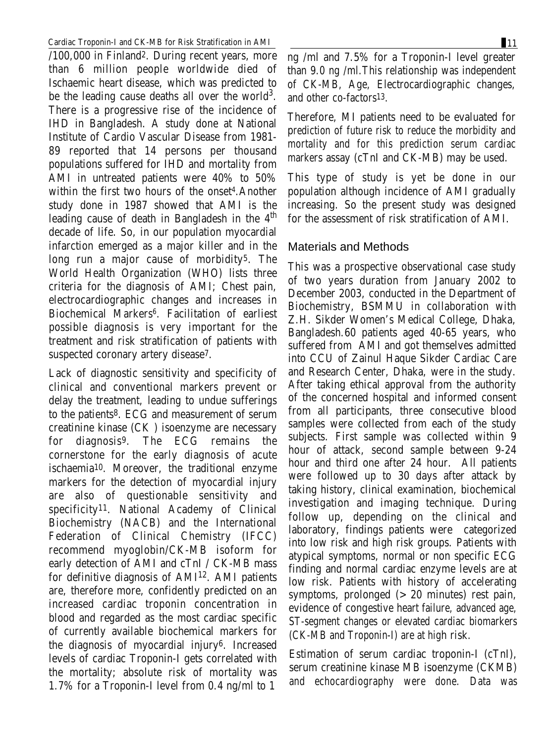/100,000 in Finland[2]. During recent years, more than 6 million people worldwide died of Ischaemic heart disease, which was predicted to be the leading cause deaths all over the world[3]. There is a progressive rise of the incidence of IHD in Bangladesh. A study done at National Institute of Cardio Vascular Disease from 1981-89 reported that 14 persons per thousand populations suffered for IHD and mortality from AMI in untreated patients were 40% to 50% within the first two hours of the onset[4]. Another study done in 1987 showed that AMI is the leading cause of death in Bangladesh in the 4th decade of life. So, in our population myocardial infarction emerged as a major killer and in the long run a major cause of morbidity[5]. The World Health Organization (WHO) lists three criteria for the diagnosis of AMI; Chest pain, electrocardiographic changes and increases in Biochemical Markers[6]. Facilitation of earliest possible diagnosis is very important for the treatment and risk stratification of patients with suspected coronary artery disease[7].

Lack of diagnostic sensitivity and specificity of clinical and conventional markers prevent or delay the treatment, leading to undue sufferings to the patients[8]. ECG and measurement of serum creatinine kinase (CK ) isoenzyme are necessary for diagnosis[9]. The ECG remains the cornerstone for the early diagnosis of acute ischaemia[10]. Moreover, the traditional enzyme markers for the detection of myocardial injury are also of questionable sensitivity and specificity[11]. National Academy of Clinical Biochemistry (NACB) and the International Federation of Clinical Chemistry (IFCC) recommend myoglobin/CK-MB isoform for early detection of AMI and cTnI / CK-MB mass for definitive diagnosis of AMI[12]. AMI patients are, therefore more, confidently predicted on an increased cardiac troponin concentration in blood and regarded as the most cardiac specific of currently available biochemical markers for the diagnosis of myocardial injury[6]. Increased levels of cardiac Troponin-I gets correlated with the mortality; absolute risk of mortality was 1.7% for a Troponin-I level from 0.4 ng/ml to 1 ng /ml and 7.5% for a Troponin-I level greater than 9.0 ng /ml.This relationship was independent of CK-MB, Age, Electrocardiographic changes, and other co-factors[13].

Therefore, MI patients need to be evaluated for prediction of future risk to reduce the morbidity and mortality and for this prediction serum cardiac markers assay (cTnI and CK-MB) may be used.

This type of study is yet be done in our population although incidence of AMI gradually increasing. So the present study was designed for the assessment of risk stratification of AMI.

## Materials and Methods

This was a prospective observational case study of two years duration from January 2002 to December 2003, conducted in the Department of Biochemistry, BSMMU in collaboration with Z.H. Sikder Women's Medical College, Dhaka, Bangladesh.60 patients aged 40-65 years, who suffered from AMI and got themselves admitted into CCU of Zainul Haque Sikder Cardiac Care and Research Center, Dhaka, were in the study. After taking ethical approval from the authority of the concerned hospital and informed consent from all participants, three consecutive blood samples were collected from each of the study subjects. First sample was collected within 9 hour of attack, second sample between 9-24 hour and third one after 24 hour. All patients were followed up to 30 days after attack by taking history, clinical examination, biochemical investigation and imaging technique. During follow up, depending on the clinical and laboratory, findings patients were categorized into low risk and high risk groups. Patients with atypical symptoms, normal or non specific ECG finding and normal cardiac enzyme levels are at low risk. Patients with history of accelerating symptoms, prolonged (> 20 minutes) rest pain, evidence of congestive heart failure, advanced age, ST-segment changes or elevated cardiac biomarkers (CK-MB and Troponin-I) are at high risk.

Estimation of serum cardiac troponin-I (cTnI), serum creatinine kinase MB isoenzyme (CKMB) and echocardiography were done. Data was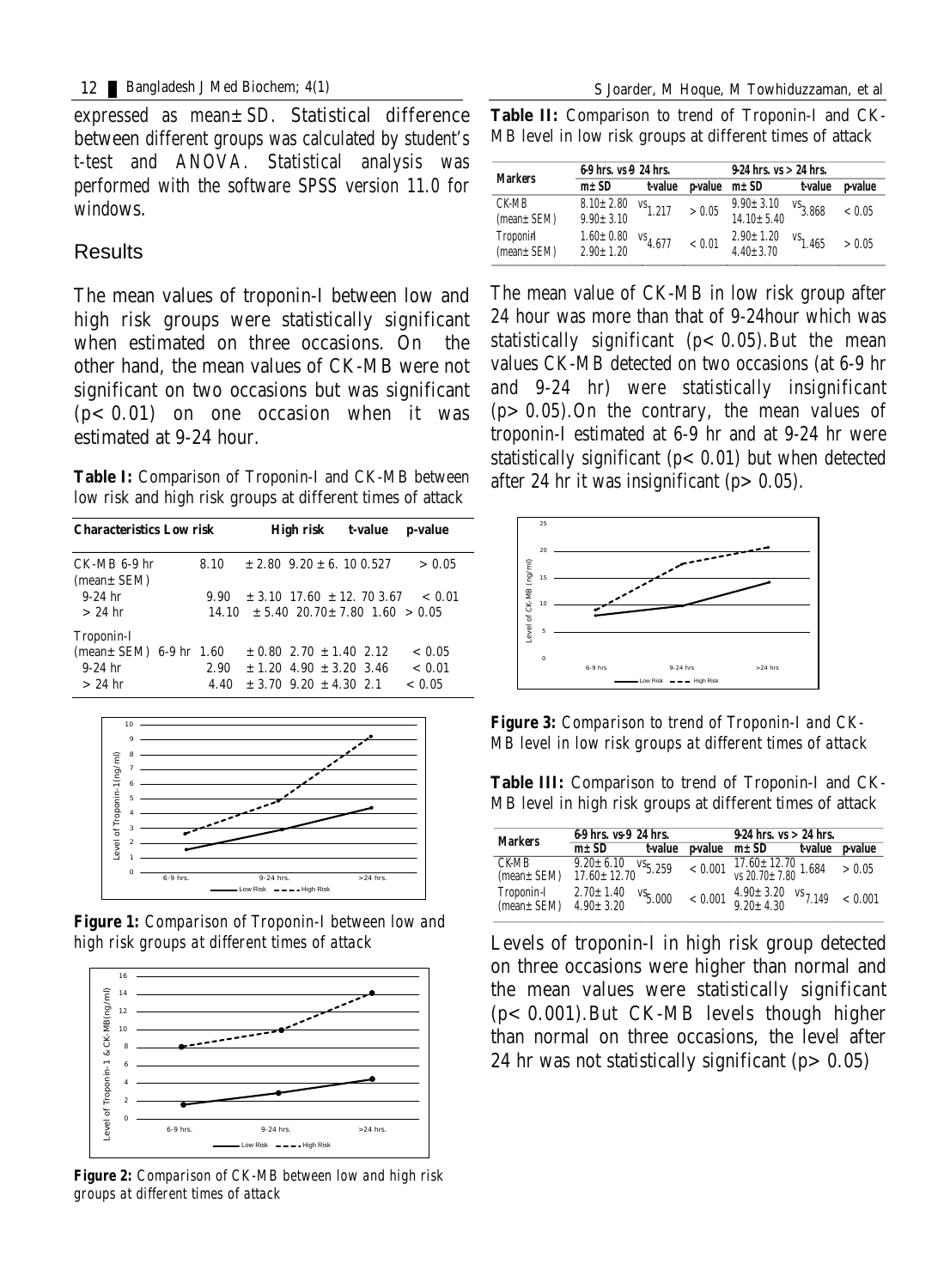expressed as mean± SD. Statistical difference between different groups was calculated by student's t-test and ANOVA. Statistical analysis was performed with the software SPSS version 11.0 for windows.

## Results

The mean values of troponin-I between low and high risk groups were statistically significant when estimated on three occasions. On the other hand, the mean values of CK-MB were not significant on two occasions but was significant ($p < 0.01$) on one occasion when it was estimated at 9-24 hour.

**Table I:** Comparison of Troponin-I and CK-MB between low risk and high risk groups at different times of attack

| Characteristics | | Low risk | High risk | t-value | p-value |
|---|---|---|---|---|---|
| CK-MB (mean± SEM) | 6-9 hr | 8.10 ± 2.80 | 9.20 ± 6.10 | 0.527 | > 0.05 |
| | 9-24 hr | 9.90 ± 3.10 | 17.60 ± 12.70 | 3.67 | < 0.01 |
| | > 24 hr | 14.10 ± 5.40 | 20.70± 7.80 | 1.60 | > 0.05 |
| Troponin-I (mean± SEM) | 6-9 hr | 1.60 ± 0.80 | 2.70 ± 1.40 | 2.12 | < 0.05 |
| | 9-24 hr | 2.90 ± 1.20 | 4.90 ± 3.20 | 3.46 | < 0.01 |
| | > 24 hr | 4.40 ± 3.70 | 9.20 ± 4.30 | 2.1 | < 0.05 |

**Figure 1:** *Comparison of Troponin-I between low and high risk groups at different times of attack*

**Figure 2:** *Comparison of CK-MB between low and high risk groups at different times of attack*

**Table II:** Comparison to trend of Troponin-I and CK-MB level in low risk groups at different times of attack

| Markers | 6-9 hrs. vs 9-24 hrs. | | | 9-24 hrs. vs > 24 hrs. | | |
|---|---|---|---|---|---|---|
| | m± SD | t-value | p-value | m± SD | t-value | p-value |
| CK-MB (mean± SEM) | 8.10± 2.80 vs 9.90± 3.10 | 1.217 | > 0.05 | 9.90± 3.10 vs 14.10± 5.40 | 3.868 | < 0.05 |
| Troponin-I (mean± SEM) | 1.60± 0.80 vs 2.90± 1.20 | 4.677 | < 0.01 | 2.90± 1.20 vs 4.40± 3.70 | 1.465 | > 0.05 |

The mean value of CK-MB in low risk group after 24 hour was more than that of 9-24hour which was statistically significant ($p < 0.05$).But the mean values CK-MB detected on two occasions (at 6-9 hr and 9-24 hr) were statistically insignificant ($p > 0.05$).On the contrary, the mean values of troponin-I estimated at 6-9 hr and at 9-24 hr were statistically significant ($p < 0.01$) but when detected after 24 hr it was insignificant ($p > 0.05$).

**Figure 3:** *Comparison to trend of Troponin-I and CK-MB level in low risk groups at different times of attack*

**Table III:** Comparison to trend of Troponin-I and CK-MB level in high risk groups at different times of attack

| Markers | 6-9 hrs. vs 9-24 hrs. | | | 9-24 hrs. vs > 24 hrs. | | |
|---|---|---|---|---|---|---|
| | m± SD | t-value | p-value | m± SD | t-value | p-value |
| CK-MB (mean± SEM) | 9.20± 6.10 vs 17.60± 12.70 | 5.259 | < 0.001 | 17.60± 12.70 vs 20.70± 7.80 | 1.684 | > 0.05 |
| Troponin-I (mean± SEM) | 2.70± 1.40 vs 4.90± 3.20 | 5.000 | < 0.001 | 4.90± 3.20 vs 9.20± 4.30 | 7.149 | < 0.001 |

Levels of troponin-I in high risk group detected on three occasions were higher than normal and the mean values were statistically significant ($p < 0.001$).But CK-MB levels though higher than normal on three occasions, the level after 24 hr was not statistically significant ($p > 0.05$)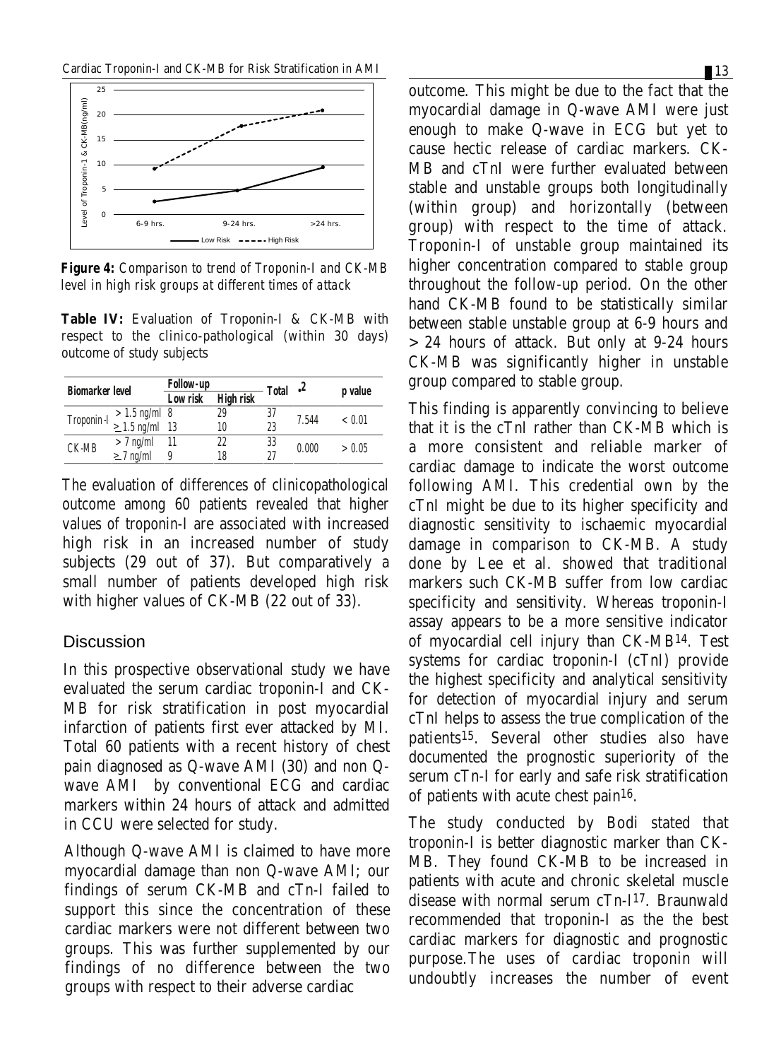**Figure 4:** *Comparison to trend of Troponin-I and CK-MB level in high risk groups at different times of attack*

**Table IV:** Evaluation of Troponin-I & CK-MB with respect to the clinico-pathological (within 30 days) outcome of study subjects

| Biomarker level | | Follow-up | | Total | $\chi^2$ | p value |
|---|---|---|---|---|---|---|
| | | Low risk | High risk | | | |
| Troponin-I | > 1.5 ng/ml | 8 | 29 | 37 | 7.544 | < 0.01 |
| | ≥ 1.5 ng/ml | 13 | 10 | 23 | | |
| CK-MB | > 7 ng/ml | 11 | 22 | 33 | 0.000 | > 0.05 |
| | ≥ 7 ng/ml | 9 | 18 | 27 | | |

The evaluation of differences of clinicopathological outcome among 60 patients revealed that higher values of troponin-I are associated with increased high risk in an increased number of study subjects (29 out of 37). But comparatively a small number of patients developed high risk with higher values of CK-MB (22 out of 33).

## Discussion

In this prospective observational study we have evaluated the serum cardiac troponin-I and CK-MB for risk stratification in post myocardial infarction of patients first ever attacked by MI. Total 60 patients with a recent history of chest pain diagnosed as Q-wave AMI (30) and non Q-wave AMI by conventional ECG and cardiac markers within 24 hours of attack and admitted in CCU were selected for study.

Although Q-wave AMI is claimed to have more myocardial damage than non Q-wave AMI; our findings of serum CK-MB and cTn-I failed to support this since the concentration of these cardiac markers were not different between two groups. This was further supplemented by our findings of no difference between the two groups with respect to their adverse cardiac outcome. This might be due to the fact that the myocardial damage in Q-wave AMI were just enough to make Q-wave in ECG but yet to cause hectic release of cardiac markers. CK-MB and cTnI were further evaluated between stable and unstable groups both longitudinally (within group) and horizontally (between group) with respect to the time of attack. Troponin-I of unstable group maintained its higher concentration compared to stable group throughout the follow-up period. On the other hand CK-MB found to be statistically similar between stable unstable group at 6-9 hours and > 24 hours of attack. But only at 9-24 hours CK-MB was significantly higher in unstable group compared to stable group.

This finding is apparently convincing to believe that it is the cTnI rather than CK-MB which is a more consistent and reliable marker of cardiac damage to indicate the worst outcome following AMI. This credential own by the cTnI might be due to its higher specificity and diagnostic sensitivity to ischaemic myocardial damage in comparison to CK-MB. A study done by Lee et al. showed that traditional markers such CK-MB suffer from low cardiac specificity and sensitivity. Whereas troponin-I assay appears to be a more sensitive indicator of myocardial cell injury than CK-MB[14]. Test systems for cardiac troponin-I (cTnI) provide the highest specificity and analytical sensitivity for detection of myocardial injury and serum cTnI helps to assess the true complication of the patients[15]. Several other studies also have documented the prognostic superiority of the serum cTn-I for early and safe risk stratification of patients with acute chest pain[16].

The study conducted by Bodi stated that troponin-I is better diagnostic marker than CK-MB. They found CK-MB to be increased in patients with acute and chronic skeletal muscle disease with normal serum cTn-I[17]. Braunwald recommended that troponin-I as the the best cardiac markers for diagnostic and prognostic purpose.The uses of cardiac troponin will undoubtly increases the number of event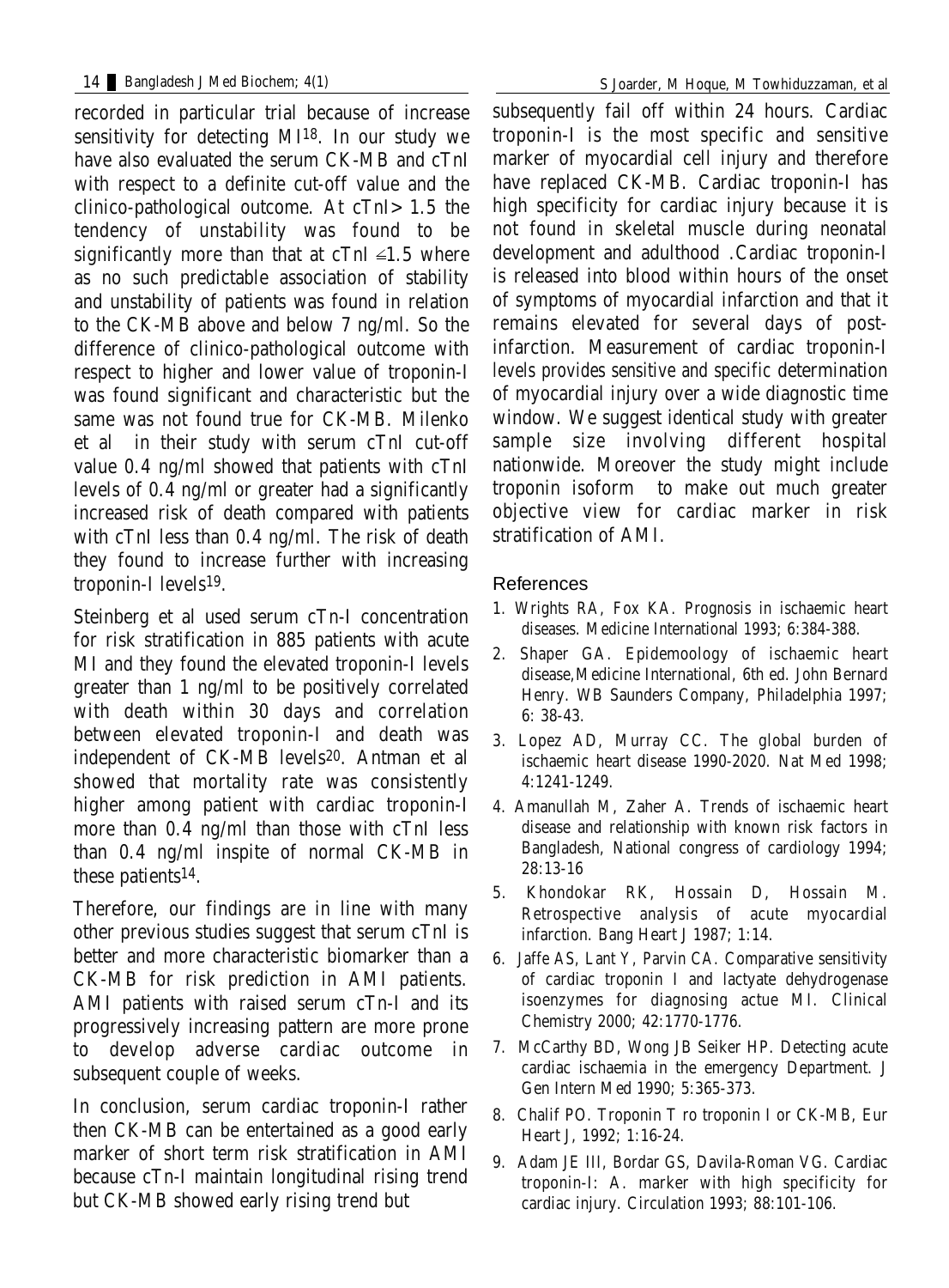recorded in particular trial because of increase sensitivity for detecting MI[18]. In our study we have also evaluated the serum CK-MB and cTnI with respect to a definite cut-off value and the clinico-pathological outcome. At cTnI> 1.5 the tendency of unstability was found to be significantly more than that at cTnI $\leq$1.5 where as no such predictable association of stability and unstability of patients was found in relation to the CK-MB above and below 7 ng/ml. So the difference of clinico-pathological outcome with respect to higher and lower value of troponin-I was found significant and characteristic but the same was not found true for CK-MB. Milenko et al in their study with serum cTnI cut-off value 0.4 ng/ml showed that patients with cTnI levels of 0.4 ng/ml or greater had a significantly increased risk of death compared with patients with cTnI less than 0.4 ng/ml. The risk of death they found to increase further with increasing troponin-I levels[19].

Steinberg et al used serum cTn-I concentration for risk stratification in 885 patients with acute MI and they found the elevated troponin-I levels greater than 1 ng/ml to be positively correlated with death within 30 days and correlation between elevated troponin-I and death was independent of CK-MB levels[20]. Antman et al showed that mortality rate was consistently higher among patient with cardiac troponin-I more than 0.4 ng/ml than those with cTnI less than 0.4 ng/ml inspite of normal CK-MB in these patients[14].

Therefore, our findings are in line with many other previous studies suggest that serum cTnI is better and more characteristic biomarker than a CK-MB for risk prediction in AMI patients. AMI patients with raised serum cTn-I and its progressively increasing pattern are more prone to develop adverse cardiac outcome in subsequent couple of weeks.

In conclusion, serum cardiac troponin-I rather then CK-MB can be entertained as a good early marker of short term risk stratification in AMI because cTn-I maintain longitudinal rising trend but CK-MB showed early rising trend but subsequently fail off within 24 hours. Cardiac troponin-I is the most specific and sensitive marker of myocardial cell injury and therefore have replaced CK-MB. Cardiac troponin-I has high specificity for cardiac injury because it is not found in skeletal muscle during neonatal development and adulthood .Cardiac troponin-I is released into blood within hours of the onset of symptoms of myocardial infarction and that it remains elevated for several days of post-infarction. Measurement of cardiac troponin-I levels provides sensitive and specific determination of myocardial injury over a wide diagnostic time window. We suggest identical study with greater sample size involving different hospital nationwide. Moreover the study might include troponin isoform to make out much greater objective view for cardiac marker in risk stratification of AMI.

## References

1. Wrights RA, Fox KA. Prognosis in ischaemic heart diseases. Medicine International 1993; 6:384-388.
2. Shaper GA. Epidemoology of ischaemic heart disease,Medicine International, 6th ed. John Bernard Henry. WB Saunders Company, Philadelphia 1997; 6: 38-43.
3. Lopez AD, Murray CC. The global burden of ischaemic heart disease 1990-2020. Nat Med 1998; 4:1241-1249.
4. Amanullah M, Zaher A. Trends of ischaemic heart disease and relationship with known risk factors in Bangladesh, National congress of cardiology 1994; 28:13-16
5. Khondokar RK, Hossain D, Hossain M. Retrospective analysis of acute myocardial infarction. Bang Heart J 1987; 1:14.
6. Jaffe AS, Lant Y, Parvin CA. Comparative sensitivity of cardiac troponin I and lactyate dehydrogenase isoenzymes for diagnosing actue MI. Clinical Chemistry 2000; 42:1770-1776.
7. McCarthy BD, Wong JB Seiker HP. Detecting acute cardiac ischaemia in the emergency Department. J Gen Intern Med 1990; 5:365-373.
8. Chalif PO. Troponin T ro troponin I or CK-MB, Eur Heart J, 1992; 1:16-24.
9. Adam JE III, Bordar GS, Davila-Roman VG. Cardiac troponin-I: A. marker with high specificity for cardiac injury. Circulation 1993; 88:101-106.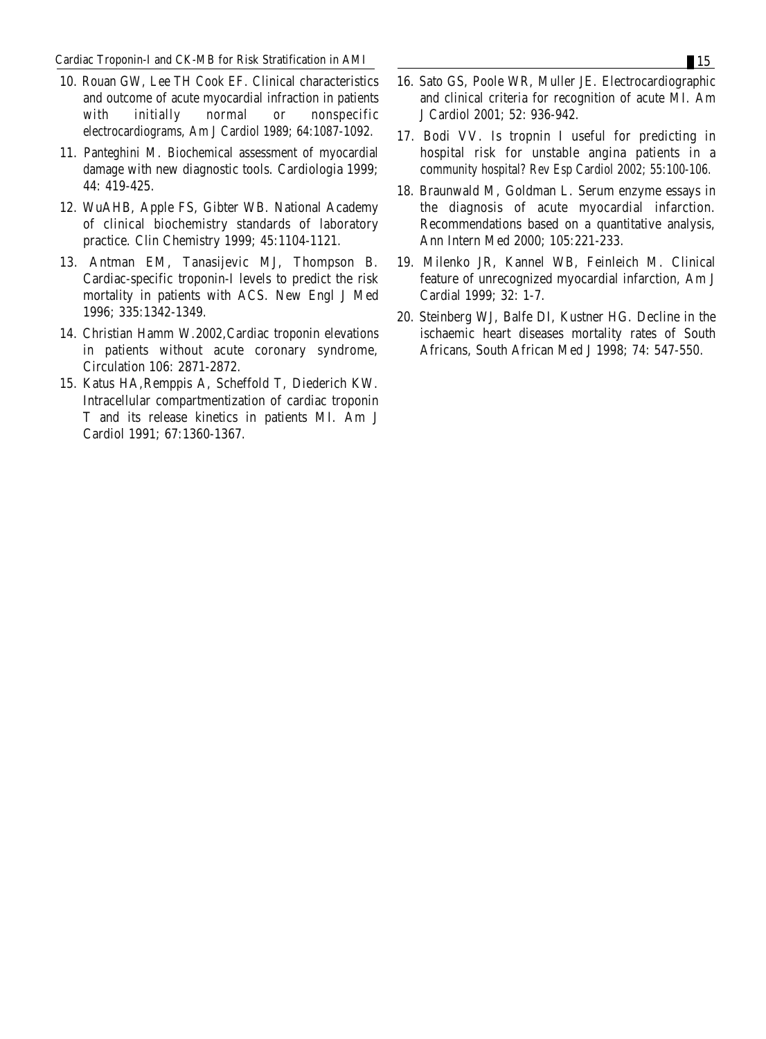10. Rouan GW, Lee TH Cook EF. Clinical characteristics and outcome of acute myocardial infraction in patients with initially normal or nonspecific electrocardiograms, Am J Cardiol 1989; 64:1087-1092.
11. Panteghini M. Biochemical assessment of myocardial damage with new diagnostic tools. Cardiologia 1999; 44: 419-425.
12. WuAHB, Apple FS, Gibter WB. National Academy of clinical biochemistry standards of laboratory practice. Clin Chemistry 1999; 45:1104-1121.
13. Antman EM, Tanasijevic MJ, Thompson B. Cardiac-specific troponin-I levels to predict the risk mortality in patients with ACS. New Engl J Med 1996; 335:1342-1349.
14. Christian Hamm W.2002,Cardiac troponin elevations in patients without acute coronary syndrome, Circulation 106: 2871-2872.
15. Katus HA,Remppis A, Scheffold T, Diederich KW. Intracellular compartmentization of cardiac troponin T and its release kinetics in patients MI. Am J Cardiol 1991; 67:1360-1367.
16. Sato GS, Poole WR, Muller JE. Electrocardiographic and clinical criteria for recognition of acute MI. Am J Cardiol 2001; 52: 936-942.
17. Bodi VV. Is tropnin I useful for predicting in hospital risk for unstable angina patients in a community hospital? Rev Esp Cardiol 2002; 55:100-106.
18. Braunwald M, Goldman L. Serum enzyme essays in the diagnosis of acute myocardial infarction. Recommendations based on a quantitative analysis, Ann Intern Med 2000; 105:221-233.
19. Milenko JR, Kannel WB, Feinleich M. Clinical feature of unrecognized myocardial infarction, Am J Cardial 1999; 32: 1-7.
20. Steinberg WJ, Balfe DI, Kustner HG. Decline in the ischaemic heart diseases mortality rates of South Africans, South African Med J 1998; 74: 547-550.